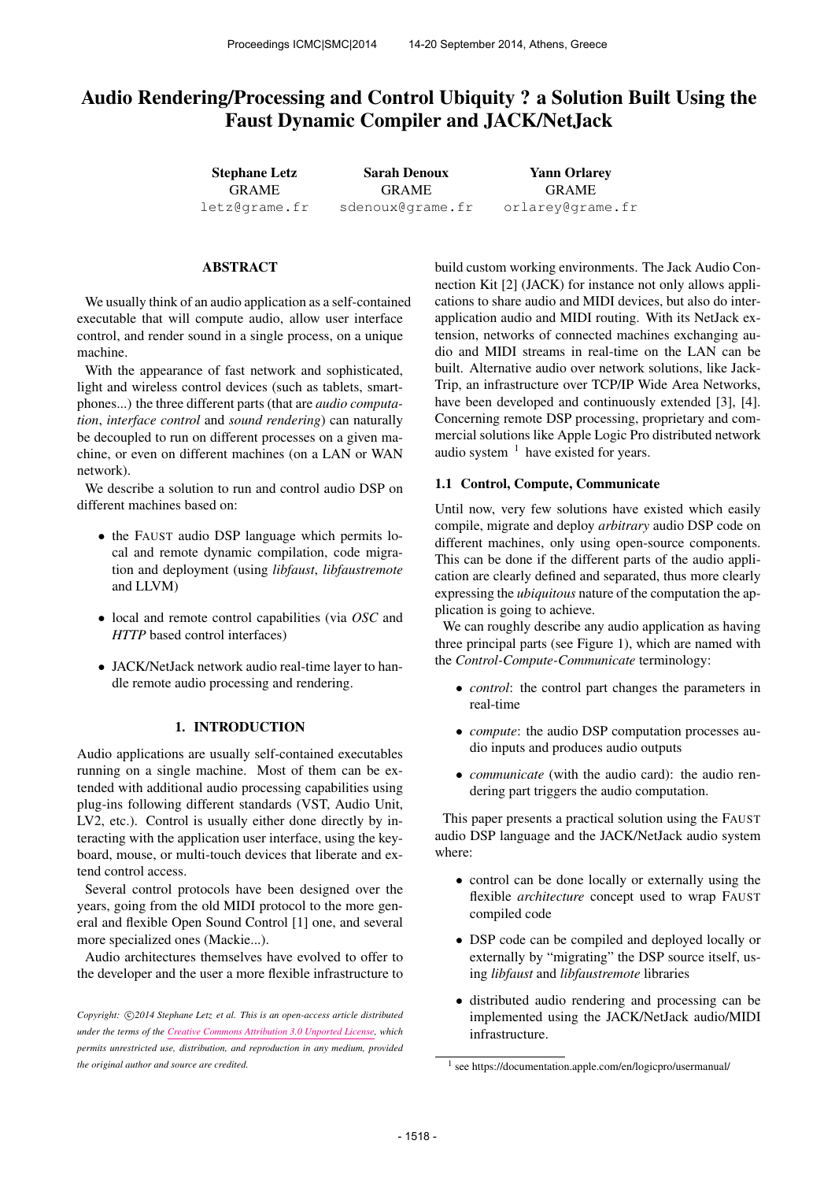# Audio Rendering/Processing and Control Ubiquity ? a Solution Built Using the Faust Dynamic Compiler and JACK/NetJack

**Stephane Letz**
GRAME
letz@grame.fr

**Sarah Denoux**
GRAME
sdenoux@grame.fr

**Yann Orlarey**
GRAME
orlarey@grame.fr

## ABSTRACT

We usually think of an audio application as a self-contained executable that will compute audio, allow user interface control, and render sound in a single process, on a unique machine.

With the appearance of fast network and sophisticated, light and wireless control devices (such as tablets, smartphones...) the three different parts (that are *audio computation*, *interface control* and *sound rendering*) can naturally be decoupled to run on different processes on a given machine, or even on different machines (on a LAN or WAN network).

We describe a solution to run and control audio DSP on different machines based on:

- the FAUST audio DSP language which permits local and remote dynamic compilation, code migration and deployment (using *libfaust*, *libfaustremote* and LLVM)
- local and remote control capabilities (via *OSC* and *HTTP* based control interfaces)
- JACK/NetJack network audio real-time layer to handle remote audio processing and rendering.

## 1. INTRODUCTION

Audio applications are usually self-contained executables running on a single machine. Most of them can be extended with additional audio processing capabilities using plug-ins following different standards (VST, Audio Unit, LV2, etc.). Control is usually either done directly by interacting with the application user interface, using the keyboard, mouse, or multi-touch devices that liberate and extend control access.

Several control protocols have been designed over the years, going from the old MIDI protocol to the more general and flexible Open Sound Control [1] one, and several more specialized ones (Mackie...).

Audio architectures themselves have evolved to offer to the developer and the user a more flexible infrastructure to build custom working environments. The Jack Audio Connection Kit [2] (JACK) for instance not only allows applications to share audio and MIDI devices, but also do inter-application audio and MIDI routing. With its NetJack extension, networks of connected machines exchanging audio and MIDI streams in real-time on the LAN can be built. Alternative audio over network solutions, like JackTrip, an infrastructure over TCP/IP Wide Area Networks, have been developed and continuously extended [3], [4]. Concerning remote DSP processing, proprietary and commercial solutions like Apple Logic Pro distributed network audio system [1] have existed for years.

### 1.1 Control, Compute, Communicate

Until now, very few solutions have existed which easily compile, migrate and deploy *arbitrary* audio DSP code on different machines, only using open-source components. This can be done if the different parts of the audio application are clearly defined and separated, thus more clearly expressing the *ubiquitous* nature of the computation the application is going to achieve.

We can roughly describe any audio application as having three principal parts (see Figure 1), which are named with the *Control-Compute-Communicate* terminology:

- *control*: the control part changes the parameters in real-time
- *compute*: the audio DSP computation processes audio inputs and produces audio outputs
- *communicate* (with the audio card): the audio rendering part triggers the audio computation.

This paper presents a practical solution using the FAUST audio DSP language and the JACK/NetJack audio system where:

- control can be done locally or externally using the flexible *architecture* concept used to wrap FAUST compiled code
- DSP code can be compiled and deployed locally or externally by "migrating" the DSP source itself, using *libfaust* and *libfaustremote* libraries
- distributed audio rendering and processing can be implemented using the JACK/NetJack audio/MIDI infrastructure.

[1] see https://documentation.apple.com/en/logicpro/usermanual/

*Copyright: ©2014 Stephane Letz et al. This is an open-access article distributed under the terms of the Creative Commons Attribution 3.0 Unported License, which permits unrestricted use, distribution, and reproduction in any medium, provided the original author and source are credited.*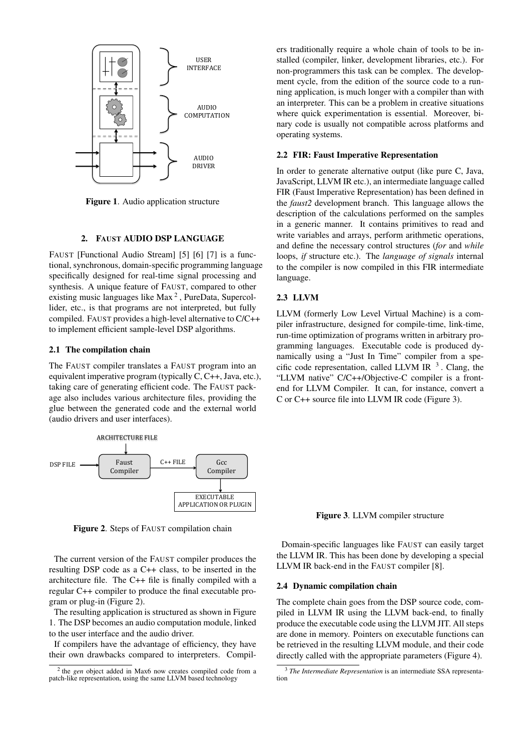Figure 1. Audio application structure

## 2. FAUST AUDIO DSP LANGUAGE

FAUST [Functional Audio Stream] [5] [6] [7] is a functional, synchronous, domain-specific programming language specifically designed for real-time signal processing and synthesis. A unique feature of FAUST, compared to other existing music languages like Max [2] , PureData, Supercollider, etc., is that programs are not interpreted, but fully compiled. FAUST provides a high-level alternative to C/C++ to implement efficient sample-level DSP algorithms.

### 2.1 The compilation chain

The FAUST compiler translates a FAUST program into an equivalent imperative program (typically C, C++, Java, etc.), taking care of generating efficient code. The FAUST package also includes various architecture files, providing the glue between the generated code and the external world (audio drivers and user interfaces).

Figure 2. Steps of FAUST compilation chain

The current version of the FAUST compiler produces the resulting DSP code as a C++ class, to be inserted in the architecture file. The C++ file is finally compiled with a regular C++ compiler to produce the final executable program or plug-in (Figure 2).

The resulting application is structured as shown in Figure 1. The DSP becomes an audio computation module, linked to the user interface and the audio driver.

If compilers have the advantage of efficiency, they have their own drawbacks compared to interpreters. Compilers traditionally require a whole chain of tools to be installed (compiler, linker, development libraries, etc.). For non-programmers this task can be complex. The development cycle, from the edition of the source code to a running application, is much longer with a compiler than with an interpreter. This can be a problem in creative situations where quick experimentation is essential. Moreover, binary code is usually not compatible across platforms and operating systems.

### 2.2 FIR: Faust Imperative Representation

In order to generate alternative output (like pure C, Java, JavaScript, LLVM IR etc.), an intermediate language called FIR (Faust Imperative Representation) has been defined in the *faust2* development branch. This language allows the description of the calculations performed on the samples in a generic manner. It contains primitives to read and write variables and arrays, perform arithmetic operations, and define the necessary control structures (*for* and *while* loops, *if* structure etc.). The *language of signals* internal to the compiler is now compiled in this FIR intermediate language.

### 2.3 LLVM

LLVM (formerly Low Level Virtual Machine) is a compiler infrastructure, designed for compile-time, link-time, run-time optimization of programs written in arbitrary programming languages. Executable code is produced dynamically using a "Just In Time" compiler from a specific code representation, called LLVM IR [3]. Clang, the "LLVM native" C/C++/Objective-C compiler is a front-end for LLVM Compiler. It can, for instance, convert a C or C++ source file into LLVM IR code (Figure 3).

Figure 3. LLVM compiler structure

Domain-specific languages like FAUST can easily target the LLVM IR. This has been done by developing a special LLVM IR back-end in the FAUST compiler [8].

### 2.4 Dynamic compilation chain

The complete chain goes from the DSP source code, compiled in LLVM IR using the LLVM back-end, to finally produce the executable code using the LLVM JIT. All steps are done in memory. Pointers on executable functions can be retrieved in the resulting LLVM module, and their code directly called with the appropriate parameters (Figure 4).

[2] the *gen* object added in Max6 now creates compiled code from a patch-like representation, using the same LLVM based technology

[3] *The Intermediate Representation* is an intermediate SSA representation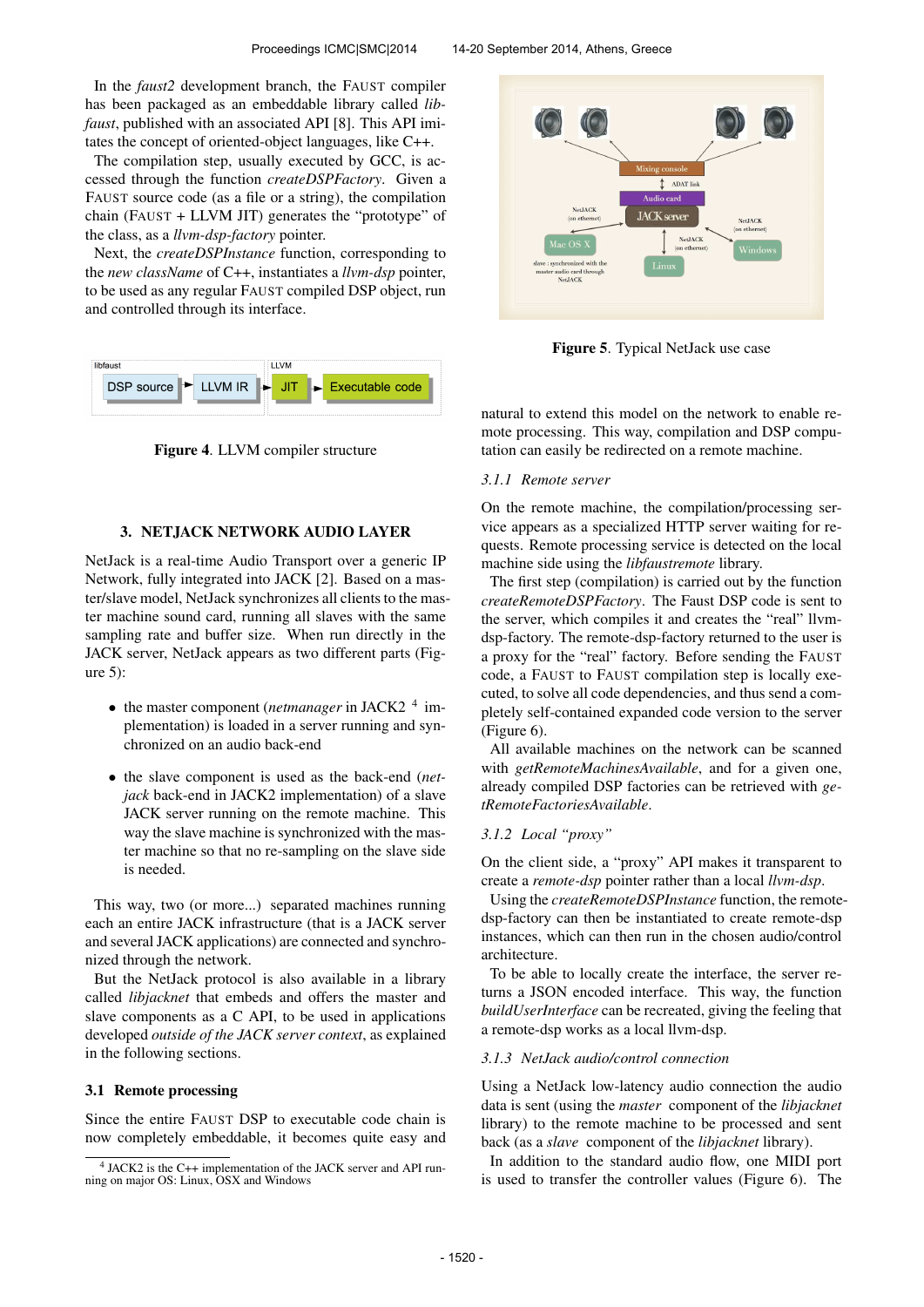In the *faust2* development branch, the FAUST compiler has been packaged as an embeddable library called *libfaust*, published with an associated API [8]. This API imitates the concept of oriented-object languages, like C++.

The compilation step, usually executed by GCC, is accessed through the function *createDSPFactory*. Given a FAUST source code (as a file or a string), the compilation chain (FAUST + LLVM JIT) generates the "prototype" of the class, as a *llvm-dsp-factory* pointer.

Next, the *createDSPInstance* function, corresponding to the *new className* of C++, instantiates a *llvm-dsp* pointer, to be used as any regular FAUST compiled DSP object, run and controlled through its interface.

**Figure 4**. LLVM compiler structure

## 3. NETJACK NETWORK AUDIO LAYER

NetJack is a real-time Audio Transport over a generic IP Network, fully integrated into JACK [2]. Based on a master/slave model, NetJack synchronizes all clients to the master machine sound card, running all slaves with the same sampling rate and buffer size. When run directly in the JACK server, NetJack appears as two different parts (Figure 5):

- the master component (*netmanager* in JACK2 [4] implementation) is loaded in a server running and synchronized on an audio back-end
- the slave component is used as the back-end (*netjack* back-end in JACK2 implementation) of a slave JACK server running on the remote machine. This way the slave machine is synchronized with the master machine so that no re-sampling on the slave side is needed.

This way, two (or more...) separated machines running each an entire JACK infrastructure (that is a JACK server and several JACK applications) are connected and synchronized through the network.

But the NetJack protocol is also available in a library called *libjacknet* that embeds and offers the master and slave components as a C API, to be used in applications developed *outside of the JACK server context*, as explained in the following sections.

### 3.1 Remote processing

Since the entire FAUST DSP to executable code chain is now completely embeddable, it becomes quite easy and natural to extend this model on the network to enable remote processing. This way, compilation and DSP computation can easily be redirected on a remote machine.

[4] JACK2 is the C++ implementation of the JACK server and API running on major OS: Linux, OSX and Windows

**Figure 5**. Typical NetJack use case

#### 3.1.1 Remote server

On the remote machine, the compilation/processing service appears as a specialized HTTP server waiting for requests. Remote processing service is declared on the local machine side using the *libfaustremote* library.

The first step (compilation) is carried out by the function *createRemoteDSPFactory*. The Faust DSP code is sent to the server, which compiles it and creates the "real" llvm-dsp-factory. The remote-dsp-factory returned to the user is a proxy for the "real" factory. Before sending the FAUST code, a FAUST to FAUST compilation step is locally executed, to solve all code dependencies, and thus send a completely self-contained expanded code version to the server (Figure 6).

All available machines on the network can be scanned with *getRemoteMachinesAvailable*, and for a given one, already compiled DSP factories can be retrieved with *getRemoteFactoriesAvailable*.

#### 3.1.2 Local "proxy"

On the client side, a "proxy" API makes it transparent to create a *remote-dsp* pointer rather than a local *llvm-dsp*.

Using the *createRemoteDSPInstance* function, the remote-dsp-factory can then be instantiated to create remote-dsp instances, which can then run in the chosen audio/control architecture.

To be able to locally create the interface, the server returns a JSON encoded interface. This way, the function *buildUserInterface* can be recreated, giving the feeling that a remote-dsp works as a local llvm-dsp.

#### 3.1.3 NetJack audio/control connection

Using a NetJack low-latency audio connection the audio data is sent (using the *master* component of the *libjacknet* library) to the remote machine to be processed and sent back (as a *slave* component of the *libjacknet* library).

In addition to the standard audio flow, one MIDI port is used to transfer the controller values (Figure 6). The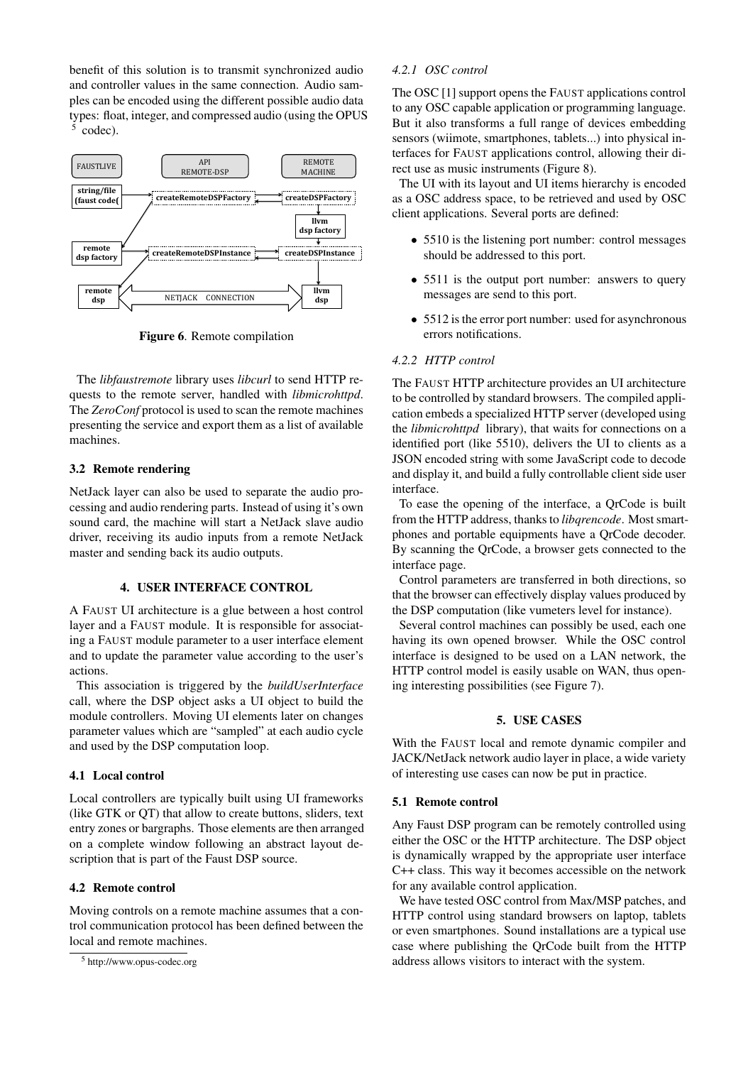benefit of this solution is to transmit synchronized audio and controller values in the same connection. Audio samples can be encoded using the different possible audio data types: float, integer, and compressed audio (using the OPUS [5] codec).

**Figure 6**. Remote compilation

The *libfaustremote* library uses *libcurl* to send HTTP requests to the remote server, handled with *libmicrohttpd*. The *ZeroConf* protocol is used to scan the remote machines presenting the service and export them as a list of available machines.

### 3.2 Remote rendering

NetJack layer can also be used to separate the audio processing and audio rendering parts. Instead of using it's own sound card, the machine will start a NetJack slave audio driver, receiving its audio inputs from a remote NetJack master and sending back its audio outputs.

## 4. USER INTERFACE CONTROL

A FAUST UI architecture is a glue between a host control layer and a FAUST module. It is responsible for associating a FAUST module parameter to a user interface element and to update the parameter value according to the user's actions.

This association is triggered by the *buildUserInterface* call, where the DSP object asks a UI object to build the module controllers. Moving UI elements later on changes parameter values which are "sampled" at each audio cycle and used by the DSP computation loop.

### 4.1 Local control

Local controllers are typically built using UI frameworks (like GTK or QT) that allow to create buttons, sliders, text entry zones or bargraphs. Those elements are then arranged on a complete window following an abstract layout description that is part of the Faust DSP source.

### 4.2 Remote control

Moving controls on a remote machine assumes that a control communication protocol has been defined between the local and remote machines.

[5] http://www.opus-codec.org

#### *4.2.1 OSC control*

The OSC [1] support opens the FAUST applications control to any OSC capable application or programming language. But it also transforms a full range of devices embedding sensors (wiimote, smartphones, tablets...) into physical interfaces for FAUST applications control, allowing their direct use as music instruments (Figure 8).

The UI with its layout and UI items hierarchy is encoded as a OSC address space, to be retrieved and used by OSC client applications. Several ports are defined:

- 5510 is the listening port number: control messages should be addressed to this port.
- 5511 is the output port number: answers to query messages are send to this port.
- 5512 is the error port number: used for asynchronous errors notifications.

#### *4.2.2 HTTP control*

The FAUST HTTP architecture provides an UI architecture to be controlled by standard browsers. The compiled application embeds a specialized HTTP server (developed using the *libmicrohttpd* library), that waits for connections on a identified port (like 5510), delivers the UI to clients as a JSON encoded string with some JavaScript code to decode and display it, and build a fully controllable client side user interface.

To ease the opening of the interface, a QrCode is built from the HTTP address, thanks to *libqrencode*. Most smartphones and portable equipments have a QrCode decoder. By scanning the QrCode, a browser gets connected to the interface page.

Control parameters are transferred in both directions, so that the browser can effectively display values produced by the DSP computation (like vumeters level for instance).

Several control machines can possibly be used, each one having its own opened browser. While the OSC control interface is designed to be used on a LAN network, the HTTP control model is easily usable on WAN, thus opening interesting possibilities (see Figure 7).

## 5. USE CASES

With the FAUST local and remote dynamic compiler and JACK/NetJack network audio layer in place, a wide variety of interesting use cases can now be put in practice.

### 5.1 Remote control

Any Faust DSP program can be remotely controlled using either the OSC or the HTTP architecture. The DSP object is dynamically wrapped by the appropriate user interface C++ class. This way it becomes accessible on the network for any available control application.

We have tested OSC control from Max/MSP patches, and HTTP control using standard browsers on laptop, tablets or even smartphones. Sound installations are a typical use case where publishing the QrCode built from the HTTP address allows visitors to interact with the system.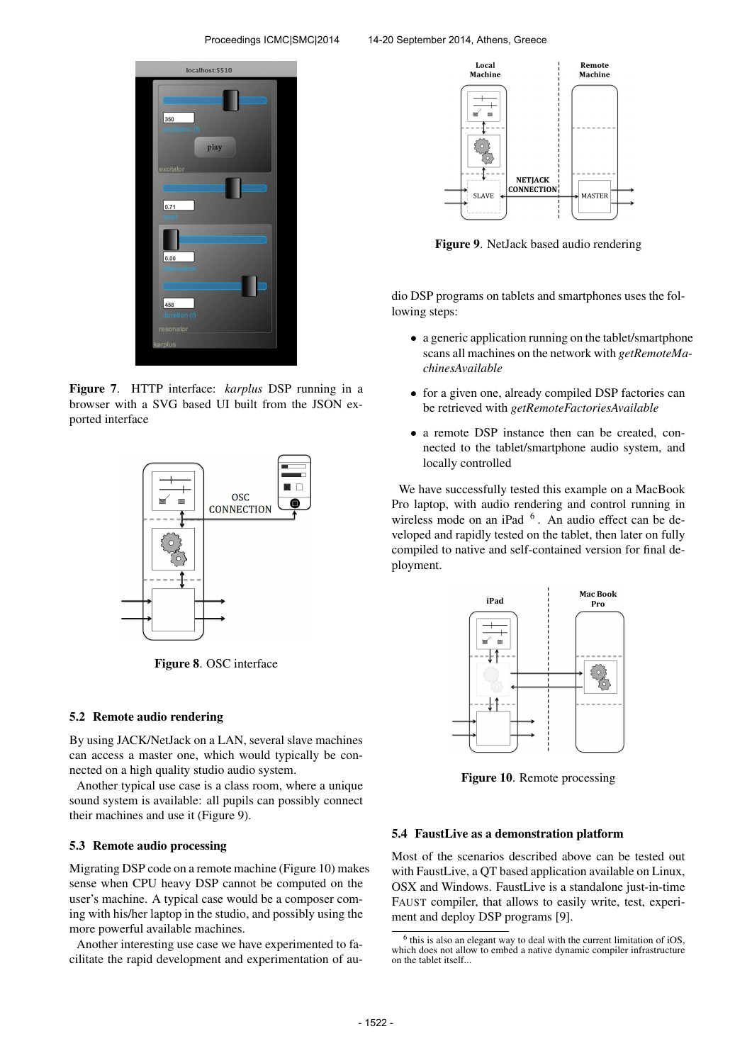**Figure 7**. HTTP interface: *karplus* DSP running in a browser with a SVG based UI built from the JSON exported interface

**Figure 8**. OSC interface

### 5.2 Remote audio rendering

By using JACK/NetJack on a LAN, several slave machines can access a master one, which would typically be connected on a high quality studio audio system.

Another typical use case is a class room, where a unique sound system is available: all pupils can possibly connect their machines and use it (Figure 9).

### 5.3 Remote audio processing

Migrating DSP code on a remote machine (Figure 10) makes sense when CPU heavy DSP cannot be computed on the user's machine. A typical case would be a composer coming with his/her laptop in the studio, and possibly using the more powerful available machines.

Another interesting use case we have experimented to facilitate the rapid development and experimentation of audio DSP programs on tablets and smartphones uses the following steps:

- a generic application running on the tablet/smartphone scans all machines on the network with *getRemoteMachinesAvailable*
- for a given one, already compiled DSP factories can be retrieved with *getRemoteFactoriesAvailable*
- a remote DSP instance then can be created, connected to the tablet/smartphone audio system, and locally controlled

**Figure 9**. NetJack based audio rendering

We have successfully tested this example on a MacBook Pro laptop, with audio rendering and control running in wireless mode on an iPad [6]. An audio effect can be developed and rapidly tested on the tablet, then later on fully compiled to native and self-contained version for final deployment.

**Figure 10**. Remote processing

### 5.4 FaustLive as a demonstration platform

Most of the scenarios described above can be tested out with FaustLive, a QT based application available on Linux, OSX and Windows. FaustLive is a standalone just-in-time FAUST compiler, that allows to easily write, test, experiment and deploy DSP programs [9].

[6] this is also an elegant way to deal with the current limitation of iOS, which does not allow to embed a native dynamic compiler infrastructure on the tablet itself...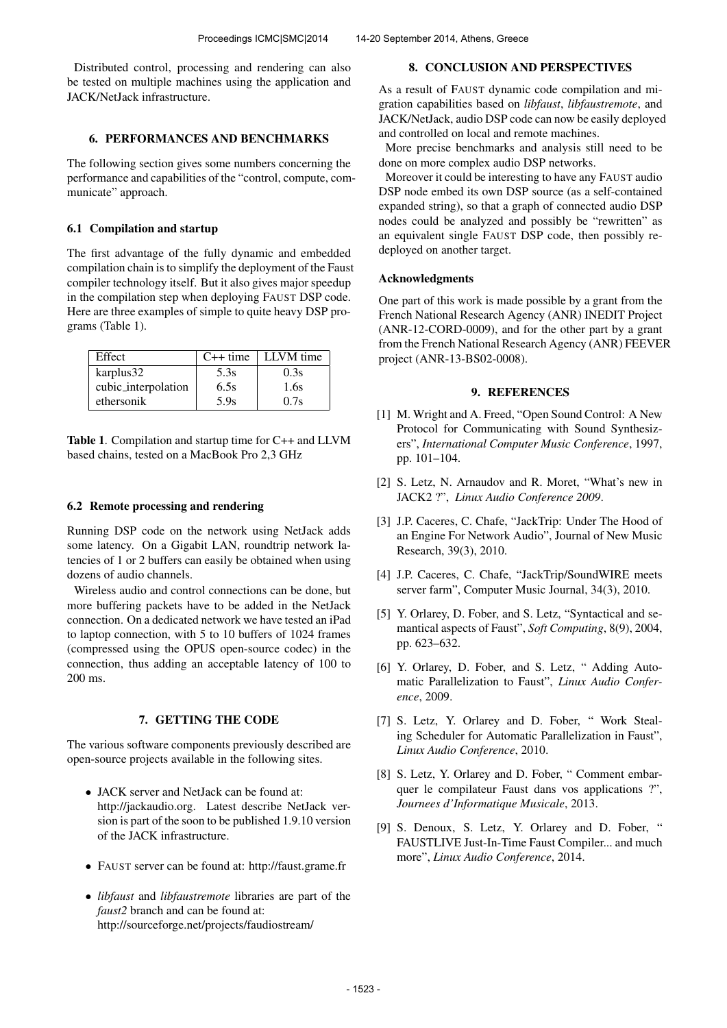Distributed control, processing and rendering can also be tested on multiple machines using the application and JACK/NetJack infrastructure.

## 6. PERFORMANCES AND BENCHMARKS

The following section gives some numbers concerning the performance and capabilities of the "control, compute, communicate" approach.

### 6.1 Compilation and startup

The first advantage of the fully dynamic and embedded compilation chain is to simplify the deployment of the Faust compiler technology itself. But it also gives major speedup in the compilation step when deploying FAUST DSP code. Here are three examples of simple to quite heavy DSP programs (Table 1).

| Effect | C++ time | LLVM time |
|---|---|---|
| karplus32 | 5.3s | 0.3s |
| cubic_interpolation | 6.5s | 1.6s |
| ethersonik | 5.9s | 0.7s |

**Table 1**. Compilation and startup time for C++ and LLVM based chains, tested on a MacBook Pro 2,3 GHz

### 6.2 Remote processing and rendering

Running DSP code on the network using NetJack adds some latency. On a Gigabit LAN, roundtrip network latencies of 1 or 2 buffers can easily be obtained when using dozens of audio channels.

Wireless audio and control connections can be done, but more buffering packets have to be added in the NetJack connection. On a dedicated network we have tested an iPad to laptop connection, with 5 to 10 buffers of 1024 frames (compressed using the OPUS open-source codec) in the connection, thus adding an acceptable latency of 100 to 200 ms.

## 7. GETTING THE CODE

The various software components previously described are open-source projects available in the following sites.

- JACK server and NetJack can be found at: http://jackaudio.org. Latest describe NetJack version is part of the soon to be published 1.9.10 version of the JACK infrastructure.
- FAUST server can be found at: http://faust.grame.fr
- *libfaust* and *libfaustremote* libraries are part of the *faust2* branch and can be found at: http://sourceforge.net/projects/faudiostream/

## 8. CONCLUSION AND PERSPECTIVES

As a result of FAUST dynamic code compilation and migration capabilities based on *libfaust*, *libfaustremote*, and JACK/NetJack, audio DSP code can now be easily deployed and controlled on local and remote machines.

More precise benchmarks and analysis still need to be done on more complex audio DSP networks.

Moreover it could be interesting to have any FAUST audio DSP node embed its own DSP source (as a self-contained expanded string), so that a graph of connected audio DSP nodes could be analyzed and possibly be "rewritten" as an equivalent single FAUST DSP code, then possibly redeployed on another target.

### Acknowledgments

One part of this work is made possible by a grant from the French National Research Agency (ANR) INEDIT Project (ANR-12-CORD-0009), and for the other part by a grant from the French National Research Agency (ANR) FEEVER project (ANR-13-BS02-0008).

## 9. REFERENCES

[1] M. Wright and A. Freed, "Open Sound Control: A New Protocol for Communicating with Sound Synthesizers", *International Computer Music Conference*, 1997, pp. 101–104.

[2] S. Letz, N. Arnaudov and R. Moret, "What's new in JACK2 ?", *Linux Audio Conference 2009*.

[3] J.P. Caceres, C. Chafe, "JackTrip: Under The Hood of an Engine For Network Audio", Journal of New Music Research, 39(3), 2010.

[4] J.P. Caceres, C. Chafe, "JackTrip/SoundWIRE meets server farm", Computer Music Journal, 34(3), 2010.

[5] Y. Orlarey, D. Fober, and S. Letz, "Syntactical and semantical aspects of Faust", *Soft Computing*, 8(9), 2004, pp. 623–632.

[6] Y. Orlarey, D. Fober, and S. Letz, " Adding Automatic Parallelization to Faust", *Linux Audio Conference*, 2009.

[7] S. Letz, Y. Orlarey and D. Fober, " Work Stealing Scheduler for Automatic Parallelization in Faust", *Linux Audio Conference*, 2010.

[8] S. Letz, Y. Orlarey and D. Fober, " Comment embarquer le compilateur Faust dans vos applications ?", *Journees d'Informatique Musicale*, 2013.

[9] S. Denoux, S. Letz, Y. Orlarey and D. Fober, " FAUSTLIVE Just-In-Time Faust Compiler... and much more", *Linux Audio Conference*, 2014.